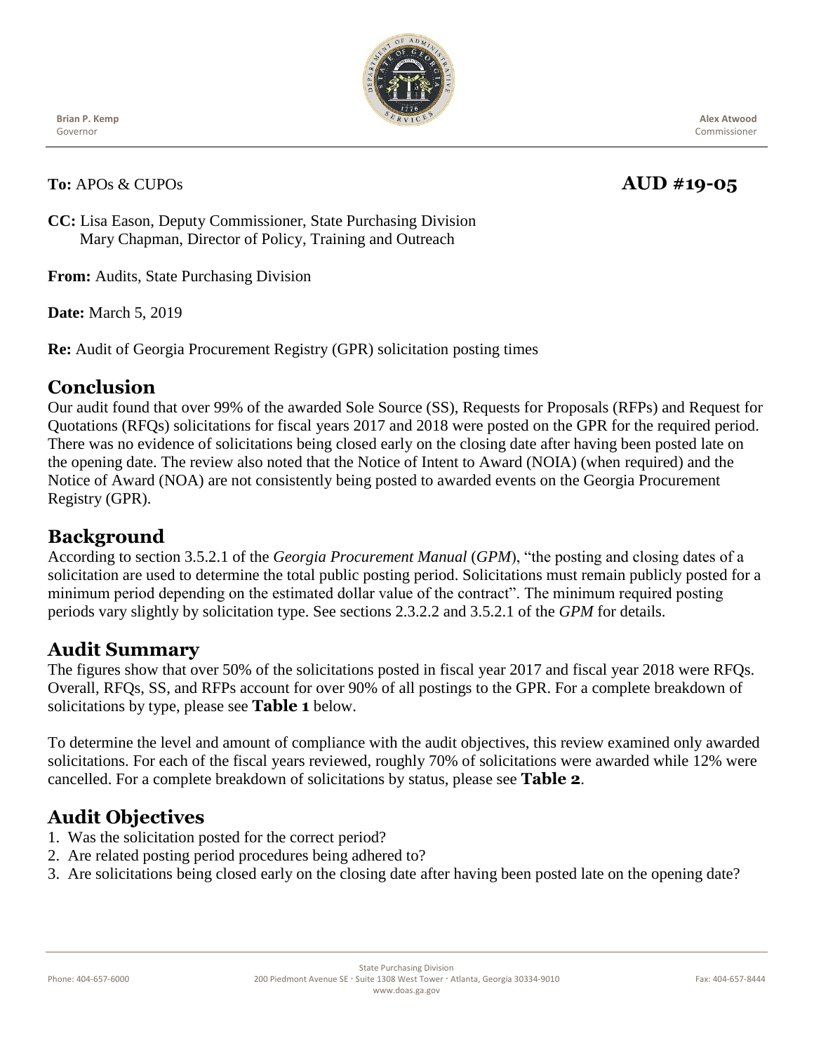**Brian P. Kemp**
Governor

**Alex Atwood**
Commissioner

**To:** APOs & CUPOs **AUD #19-05**

**CC:** Lisa Eason, Deputy Commissioner, State Purchasing Division
Mary Chapman, Director of Policy, Training and Outreach

**From:** Audits, State Purchasing Division

**Date:** March 5, 2019

**Re:** Audit of Georgia Procurement Registry (GPR) solicitation posting times

## Conclusion

Our audit found that over 99% of the awarded Sole Source (SS), Requests for Proposals (RFPs) and Request for Quotations (RFQs) solicitations for fiscal years 2017 and 2018 were posted on the GPR for the required period. There was no evidence of solicitations being closed early on the closing date after having been posted late on the opening date. The review also noted that the Notice of Intent to Award (NOIA) (when required) and the Notice of Award (NOA) are not consistently being posted to awarded events on the Georgia Procurement Registry (GPR).

## Background

According to section 3.5.2.1 of the *Georgia Procurement Manual* (*GPM*), "the posting and closing dates of a solicitation are used to determine the total public posting period. Solicitations must remain publicly posted for a minimum period depending on the estimated dollar value of the contract". The minimum required posting periods vary slightly by solicitation type. See sections 2.3.2.2 and 3.5.2.1 of the *GPM* for details.

## Audit Summary

The figures show that over 50% of the solicitations posted in fiscal year 2017 and fiscal year 2018 were RFQs. Overall, RFQs, SS, and RFPs account for over 90% of all postings to the GPR. For a complete breakdown of solicitations by type, please see **Table 1** below.

To determine the level and amount of compliance with the audit objectives, this review examined only awarded solicitations. For each of the fiscal years reviewed, roughly 70% of solicitations were awarded while 12% were cancelled. For a complete breakdown of solicitations by status, please see **Table 2**.

## Audit Objectives

1. Was the solicitation posted for the correct period?
2. Are related posting period procedures being adhered to?
3. Are solicitations being closed early on the closing date after having been posted late on the opening date?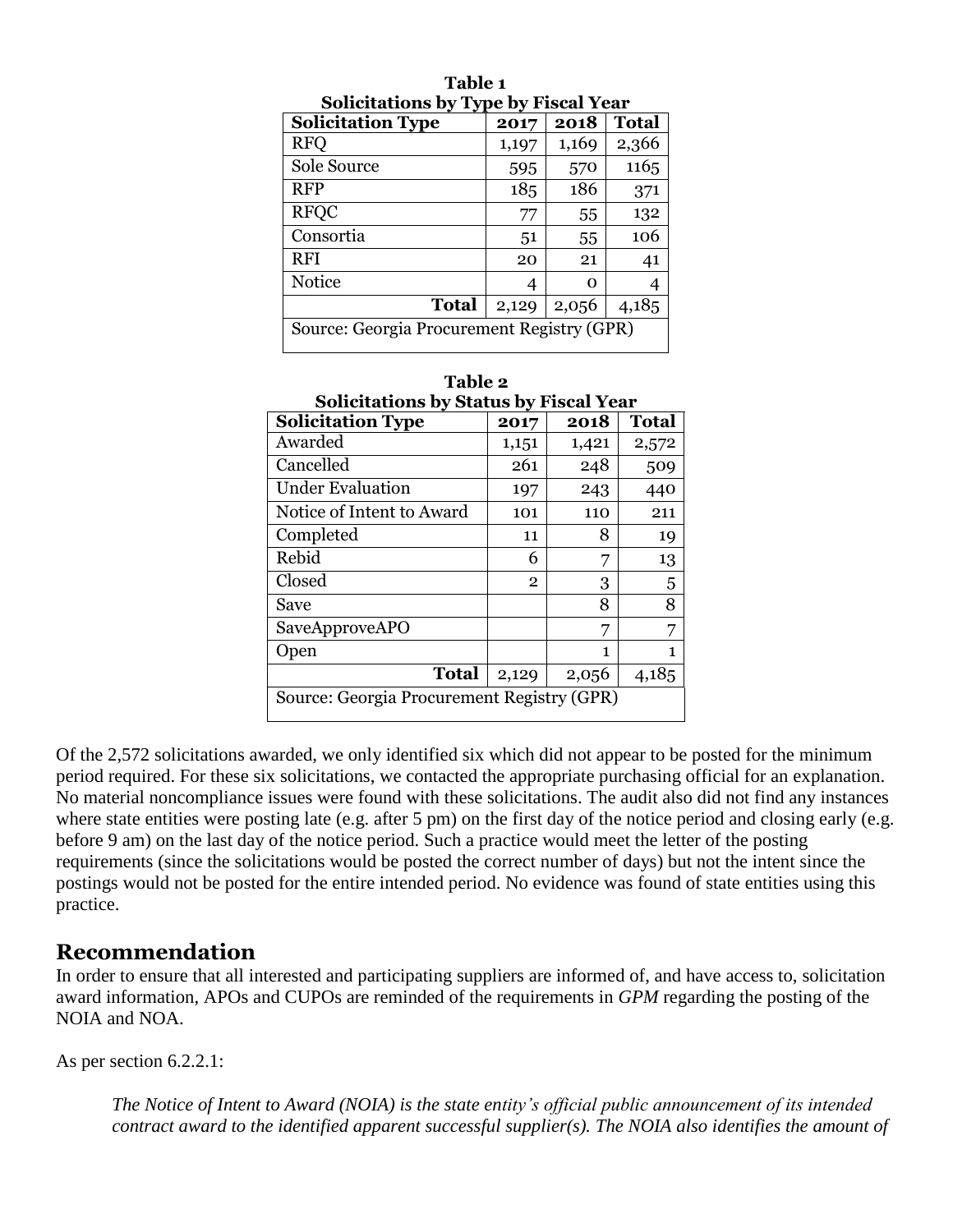**Table 1**
**Solicitations by Type by Fiscal Year**

| Solicitation Type | 2017 | 2018 | Total |
|---|---|---|---|
| RFQ | 1,197 | 1,169 | 2,366 |
| Sole Source | 595 | 570 | 1165 |
| RFP | 185 | 186 | 371 |
| RFQC | 77 | 55 | 132 |
| Consortia | 51 | 55 | 106 |
| RFI | 20 | 21 | 41 |
| Notice | 4 | 0 | 4 |
| **Total** | 2,129 | 2,056 | 4,185 |
| Source: Georgia Procurement Registry (GPR) | | | |

**Table 2**
**Solicitations by Status by Fiscal Year**

| Solicitation Type | 2017 | 2018 | Total |
|---|---|---|---|
| Awarded | 1,151 | 1,421 | 2,572 |
| Cancelled | 261 | 248 | 509 |
| Under Evaluation | 197 | 243 | 440 |
| Notice of Intent to Award | 101 | 110 | 211 |
| Completed | 11 | 8 | 19 |
| Rebid | 6 | 7 | 13 |
| Closed | 2 | 3 | 5 |
| Save | | 8 | 8 |
| SaveApproveAPO | | 7 | 7 |
| Open | | 1 | 1 |
| **Total** | 2,129 | 2,056 | 4,185 |
| Source: Georgia Procurement Registry (GPR) | | | |

Of the 2,572 solicitations awarded, we only identified six which did not appear to be posted for the minimum period required. For these six solicitations, we contacted the appropriate purchasing official for an explanation. No material noncompliance issues were found with these solicitations. The audit also did not find any instances where state entities were posting late (e.g. after 5 pm) on the first day of the notice period and closing early (e.g. before 9 am) on the last day of the notice period. Such a practice would meet the letter of the posting requirements (since the solicitations would be posted the correct number of days) but not the intent since the postings would not be posted for the entire intended period. No evidence was found of state entities using this practice.

## Recommendation

In order to ensure that all interested and participating suppliers are informed of, and have access to, solicitation award information, APOs and CUPOs are reminded of the requirements in *GPM* regarding the posting of the NOIA and NOA.

As per section 6.2.2.1:

> *The Notice of Intent to Award (NOIA) is the state entity's official public announcement of its intended contract award to the identified apparent successful supplier(s). The NOIA also identifies the amount of*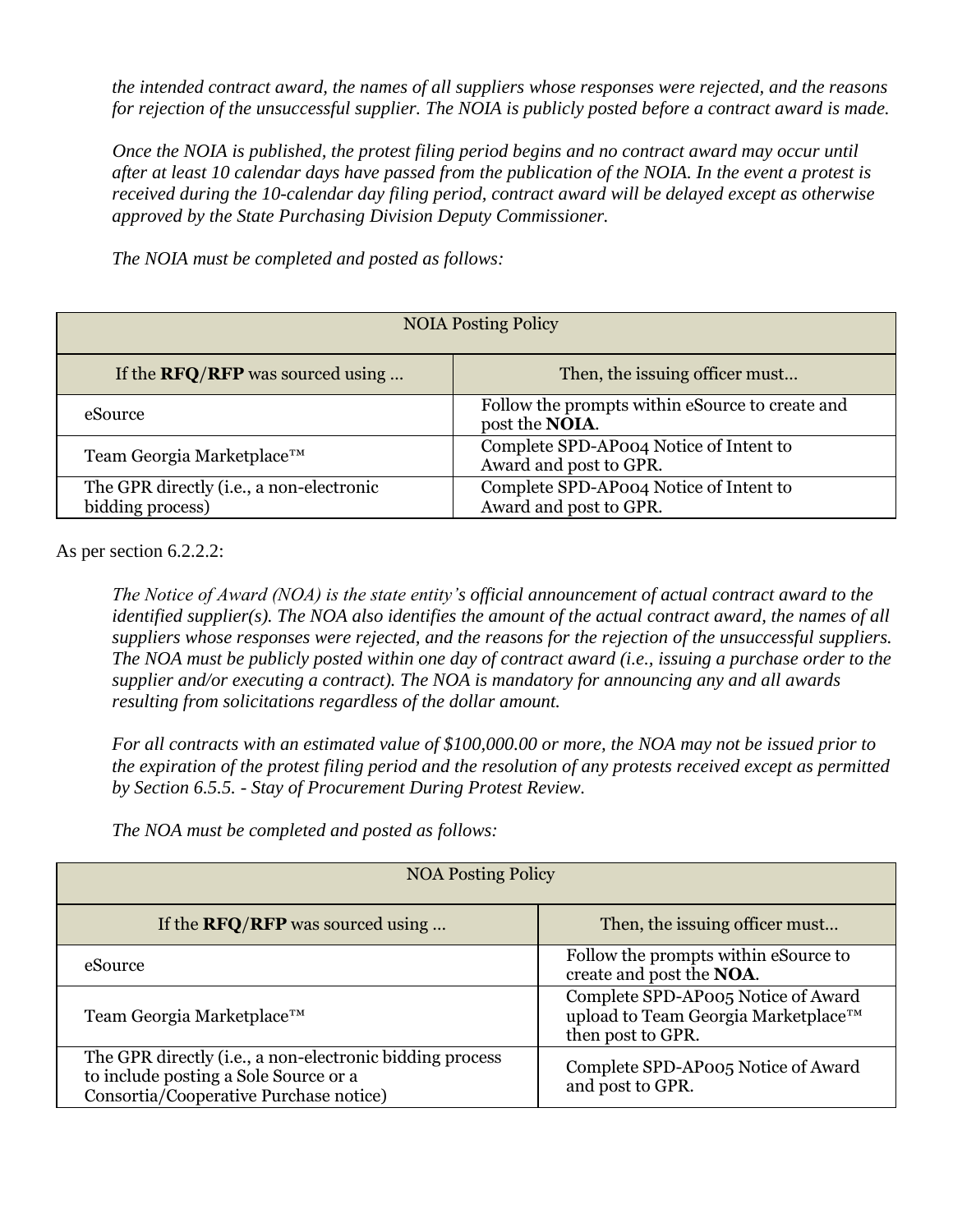*the intended contract award, the names of all suppliers whose responses were rejected, and the reasons for rejection of the unsuccessful supplier. The NOIA is publicly posted before a contract award is made.*

*Once the NOIA is published, the protest filing period begins and no contract award may occur until after at least 10 calendar days have passed from the publication of the NOIA. In the event a protest is received during the 10-calendar day filing period, contract award will be delayed except as otherwise approved by the State Purchasing Division Deputy Commissioner.*

*The NOIA must be completed and posted as follows:*

| NOIA Posting Policy | |
|---|---|
| If the **RFQ/RFP** was sourced using … | Then, the issuing officer must… |
| eSource | Follow the prompts within eSource to create and post the **NOIA**. |
| Team Georgia Marketplace™ | Complete SPD-AP004 Notice of Intent to Award and post to GPR. |
| The GPR directly (i.e., a non-electronic bidding process) | Complete SPD-AP004 Notice of Intent to Award and post to GPR. |

As per section 6.2.2.2:

*The Notice of Award (NOA) is the state entity's official announcement of actual contract award to the identified supplier(s). The NOA also identifies the amount of the actual contract award, the names of all suppliers whose responses were rejected, and the reasons for the rejection of the unsuccessful suppliers. The NOA must be publicly posted within one day of contract award (i.e., issuing a purchase order to the supplier and/or executing a contract). The NOA is mandatory for announcing any and all awards resulting from solicitations regardless of the dollar amount.*

*For all contracts with an estimated value of $100,000.00 or more, the NOA may not be issued prior to the expiration of the protest filing period and the resolution of any protests received except as permitted by Section 6.5.5. - Stay of Procurement During Protest Review.*

*The NOA must be completed and posted as follows:*

| NOA Posting Policy | |
|---|---|
| If the **RFQ/RFP** was sourced using … | Then, the issuing officer must… |
| eSource | Follow the prompts within eSource to create and post the **NOA**. |
| Team Georgia Marketplace™ | Complete SPD-AP005 Notice of Award upload to Team Georgia Marketplace™ then post to GPR. |
| The GPR directly (i.e., a non-electronic bidding process to include posting a Sole Source or a Consortia/Cooperative Purchase notice) | Complete SPD-AP005 Notice of Award and post to GPR. |